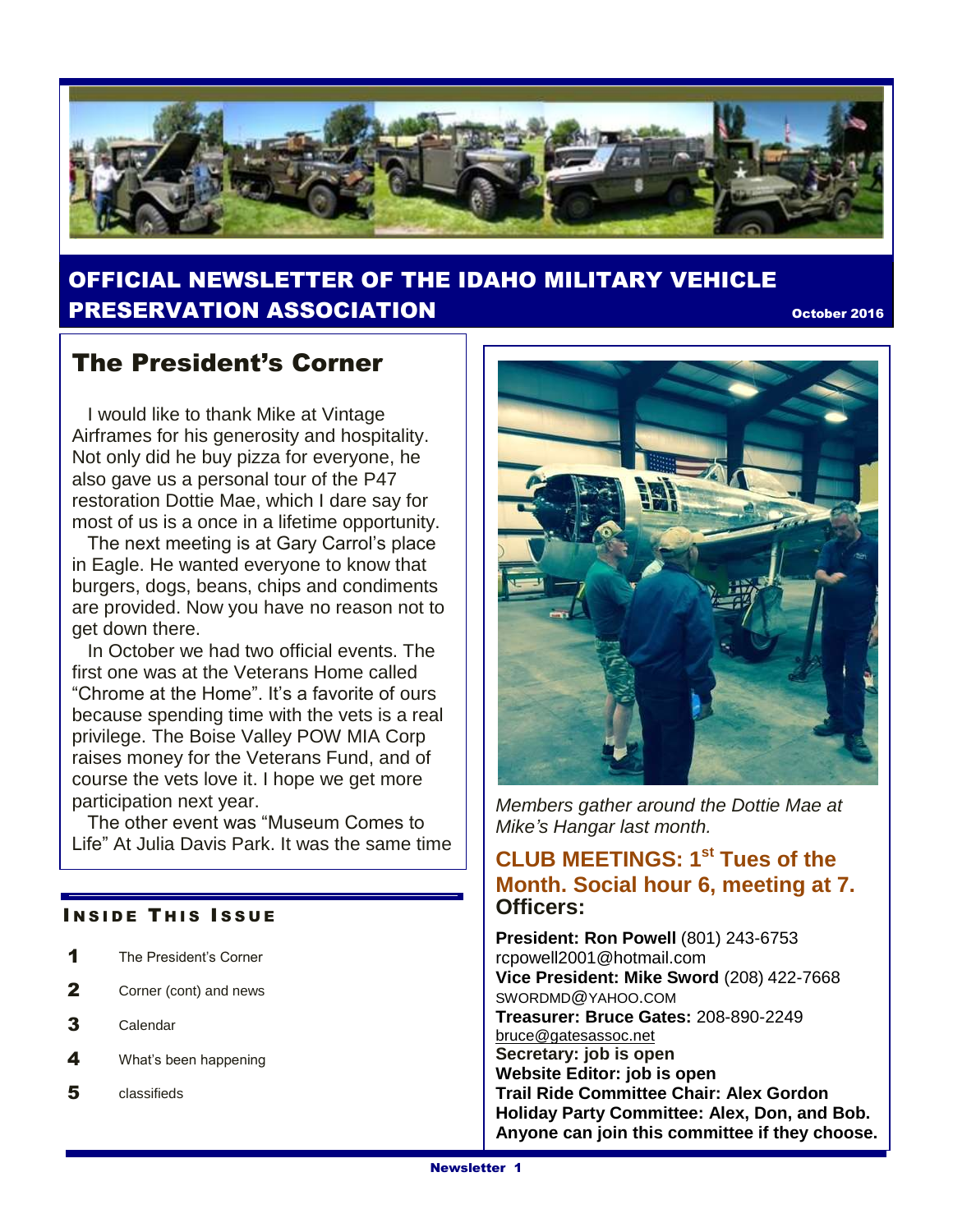# OFFICIAL NEWSLETTER OF THE IDAHO MILITARY VEHICLE PRESERVATION ASSOCIATION

October 2016

## The President's Corner

I would like to thank Mike at Vintage Airframes for his generosity and hospitality. Not only did he buy pizza for everyone, he also gave us a personal tour of the P47 restoration Dottie Mae, which I dare say for most of us is a once in a lifetime opportunity.

The next meeting is at Gary Carrol's place in Eagle. He wanted everyone to know that burgers, dogs, beans, chips and condiments are provided. Now you have no reason not to get down there.

In October we had two official events. The first one was at the Veterans Home called "Chrome at the Home". It's a favorite of ours because spending time with the vets is a real privilege. The Boise Valley POW MIA Corp raises money for the Veterans Fund, and of course the vets love it. I hope we get more participation next year.

The other event was "Museum Comes to Life" At Julia Davis Park. It was the same time

### INSIDE THIS ISSUE

- **1** The President's Corner
- **2** Corner (cont) and news
- **3** Calendar
- **4** What's been happening
- **5** classifieds

*Members gather around the Dottie Mae at Mike's Hangar last month.*

### CLUB MEETINGS: 1st Tues of the Month. Social hour 6, meeting at 7.

**Officers:**

**President: Ron Powell** (801) 243-6753
rcpowell2001@hotmail.com

**Vice President: Mike Sword** (208) 422-7668
SWORDMD@YAHOO.COM

**Treasurer: Bruce Gates:** 208-890-2249
bruce@gatesassoc.net

**Secretary: job is open**

**Website Editor: job is open**

**Trail Ride Committee Chair: Alex Gordon**

**Holiday Party Committee: Alex, Don, and Bob. Anyone can join this committee if they choose.**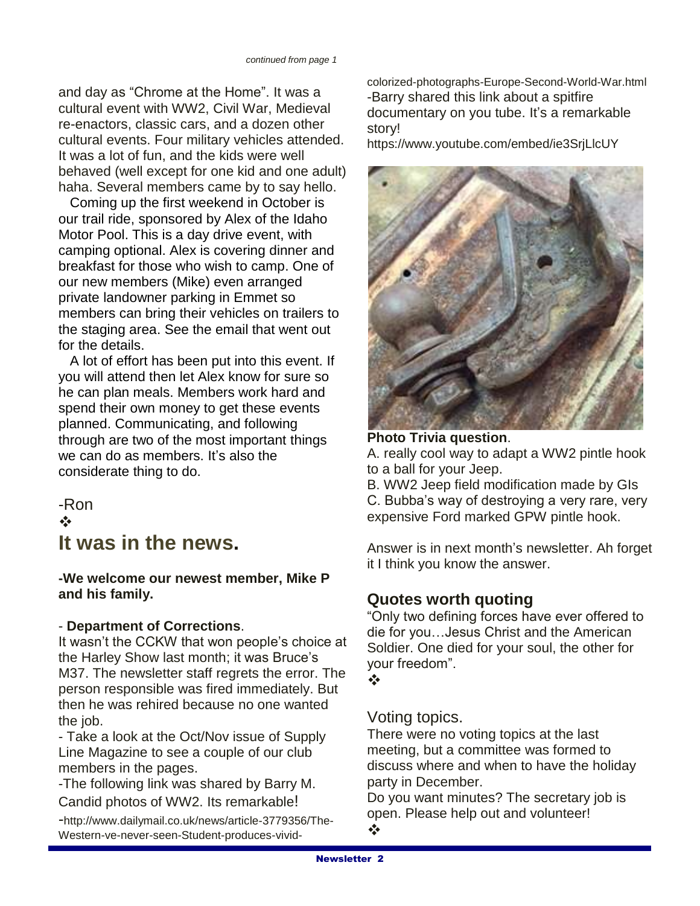*continued from page 1*

and day as "Chrome at the Home". It was a cultural event with WW2, Civil War, Medieval re-enactors, classic cars, and a dozen other cultural events. Four military vehicles attended. It was a lot of fun, and the kids were well behaved (well except for one kid and one adult) haha. Several members came by to say hello.

Coming up the first weekend in October is our trail ride, sponsored by Alex of the Idaho Motor Pool. This is a day drive event, with camping optional. Alex is covering dinner and breakfast for those who wish to camp. One of our new members (Mike) even arranged private landowner parking in Emmet so members can bring their vehicles on trailers to the staging area. See the email that went out for the details.

A lot of effort has been put into this event. If you will attend then let Alex know for sure so he can plan meals. Members work hard and spend their own money to get these events planned. Communicating, and following through are two of the most important things we can do as members. It's also the considerate thing to do.

-Ron

❖

# It was in the news.

**-We welcome our newest member, Mike P and his family.**

- **Department of Corrections**.
It wasn't the CCKW that won people's choice at the Harley Show last month; it was Bruce's M37. The newsletter staff regrets the error. The person responsible was fired immediately. But then he was rehired because no one wanted the job.

- Take a look at the Oct/Nov issue of Supply Line Magazine to see a couple of our club members in the pages.

-The following link was shared by Barry M. Candid photos of WW2. Its remarkable!

-http://www.dailymail.co.uk/news/article-3779356/The-Western-ve-never-seen-Student-produces-vivid-colorized-photographs-Europe-Second-World-War.html

-Barry shared this link about a spitfire documentary on you tube. It's a remarkable story!
https://www.youtube.com/embed/ie3SrjLlcUY

**Photo Trivia question**.

A. really cool way to adapt a WW2 pintle hook to a ball for your Jeep.

B. WW2 Jeep field modification made by GIs

C. Bubba's way of destroying a very rare, very expensive Ford marked GPW pintle hook.

Answer is in next month's newsletter. Ah forget it I think you know the answer.

## Quotes worth quoting

"Only two defining forces have ever offered to die for you…Jesus Christ and the American Soldier. One died for your soul, the other for your freedom".

❖

## Voting topics.

There were no voting topics at the last meeting, but a committee was formed to discuss where and when to have the holiday party in December.

Do you want minutes? The secretary job is open. Please help out and volunteer!

❖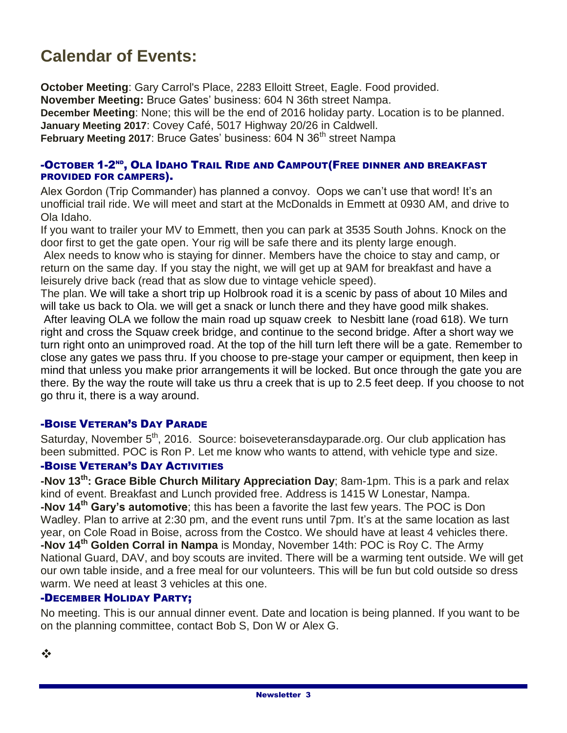# Calendar of Events:

**October Meeting**: Gary Carrol's Place, 2283 Elloitt Street, Eagle. Food provided.
**November Meeting:** Bruce Gates' business: 604 N 36th street Nampa.
**December Meeting**: None; this will be the end of 2016 holiday party. Location is to be planned.
**January Meeting 2017**: Covey Café, 5017 Highway 20/26 in Caldwell.
**February Meeting 2017**: Bruce Gates' business: 604 N 36th street Nampa

### -October 1-2nd, Ola Idaho Trail Ride and Campout(Free dinner and breakfast provided for campers).

Alex Gordon (Trip Commander) has planned a convoy. Oops we can't use that word! It's an unofficial trail ride. We will meet and start at the McDonalds in Emmett at 0930 AM, and drive to Ola Idaho.

If you want to trailer your MV to Emmett, then you can park at 3535 South Johns. Knock on the door first to get the gate open. Your rig will be safe there and its plenty large enough.

Alex needs to know who is staying for dinner. Members have the choice to stay and camp, or return on the same day. If you stay the night, we will get up at 9AM for breakfast and have a leisurely drive back (read that as slow due to vintage vehicle speed).

The plan. We will take a short trip up Holbrook road it is a scenic by pass of about 10 Miles and will take us back to Ola. we will get a snack or lunch there and they have good milk shakes.

After leaving OLA we follow the main road up squaw creek to Nesbitt lane (road 618). We turn right and cross the Squaw creek bridge, and continue to the second bridge. After a short way we turn right onto an unimproved road. At the top of the hill turn left there will be a gate. Remember to close any gates we pass thru. If you choose to pre-stage your camper or equipment, then keep in mind that unless you make prior arrangements it will be locked. But once through the gate you are there. By the way the route will take us thru a creek that is up to 2.5 feet deep. If you choose to not go thru it, there is a way around.

### -Boise Veteran's Day Parade

Saturday, November 5th, 2016. Source: boiseveteransdayparade.org. Our club application has been submitted. POC is Ron P. Let me know who wants to attend, with vehicle type and size.

### -Boise Veteran's Day Activities

**-Nov 13th: Grace Bible Church Military Appreciation Day**; 8am-1pm. This is a park and relax kind of event. Breakfast and Lunch provided free. Address is 1415 W Lonestar, Nampa.
**-Nov 14th Gary's automotive**; this has been a favorite the last few years. The POC is Don Wadley. Plan to arrive at 2:30 pm, and the event runs until 7pm. It's at the same location as last year, on Cole Road in Boise, across from the Costco. We should have at least 4 vehicles there.
**-Nov 14th Golden Corral in Nampa** is Monday, November 14th: POC is Roy C. The Army National Guard, DAV, and boy scouts are invited. There will be a warming tent outside. We will get our own table inside, and a free meal for our volunteers. This will be fun but cold outside so dress warm. We need at least 3 vehicles at this one.

### -December Holiday Party;

No meeting. This is our annual dinner event. Date and location is being planned. If you want to be on the planning committee, contact Bob S, Don W or Alex G.

❖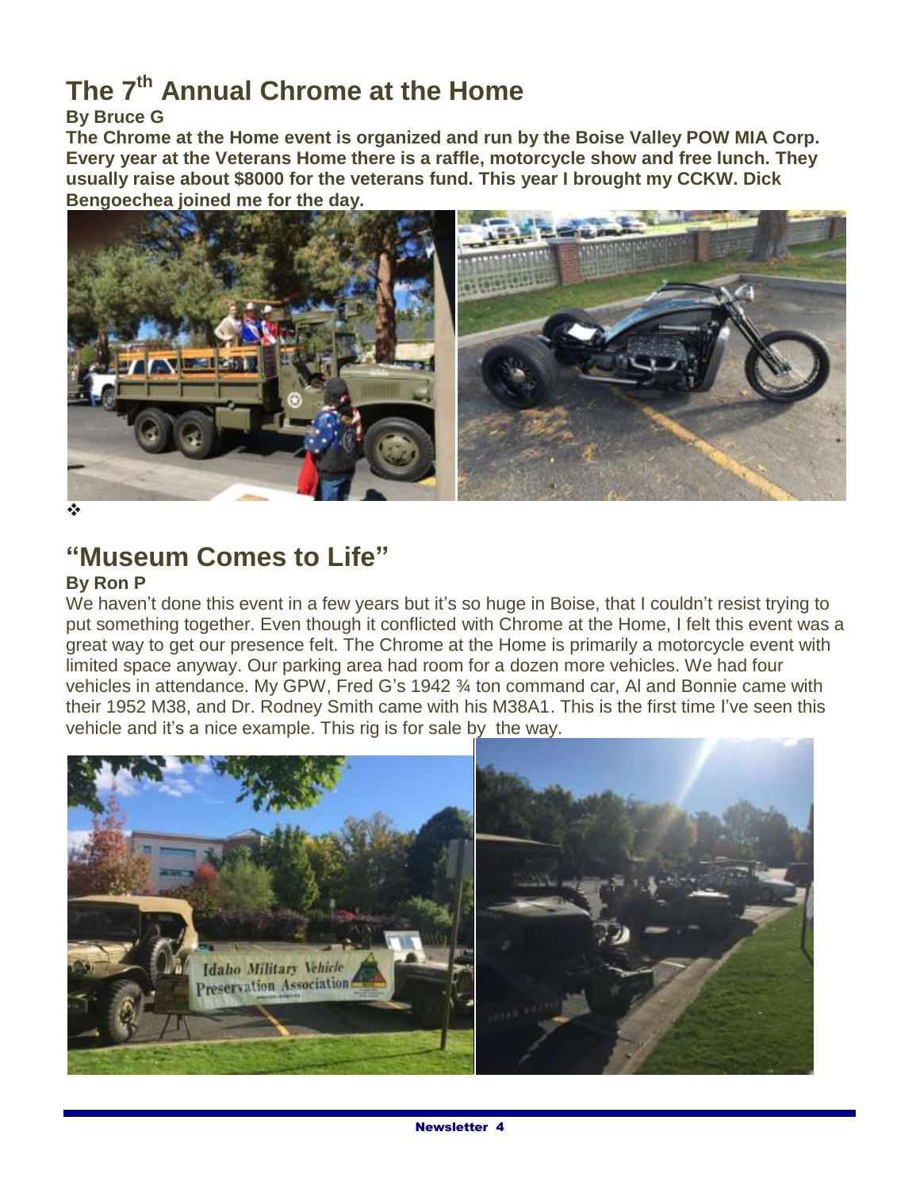# The 7th Annual Chrome at the Home

**By Bruce G**

**The Chrome at the Home event is organized and run by the Boise Valley POW MIA Corp. Every year at the Veterans Home there is a raffle, motorcycle show and free lunch. They usually raise about $8000 for the veterans fund. This year I brought my CCKW. Dick Bengoechea joined me for the day.**

❖

# "Museum Comes to Life"

**By Ron P**

We haven't done this event in a few years but it's so huge in Boise, that I couldn't resist trying to put something together. Even though it conflicted with Chrome at the Home, I felt this event was a great way to get our presence felt. The Chrome at the Home is primarily a motorcycle event with limited space anyway. Our parking area had room for a dozen more vehicles. We had four vehicles in attendance. My GPW, Fred G's 1942 ¾ ton command car, Al and Bonnie came with their 1952 M38, and Dr. Rodney Smith came with his M38A1. This is the first time I've seen this vehicle and it's a nice example. This rig is for sale by the way.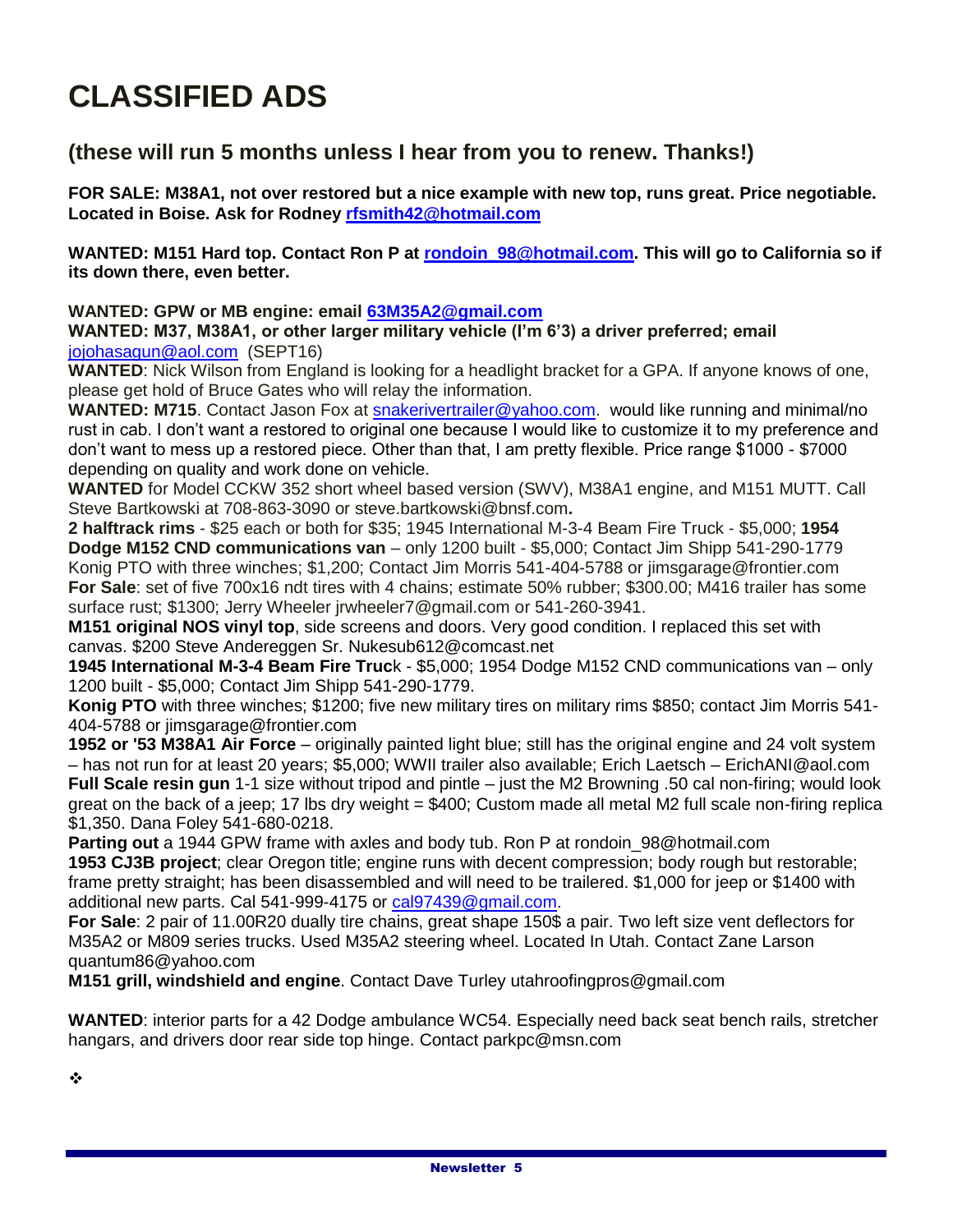# CLASSIFIED ADS

## (these will run 5 months unless I hear from you to renew. Thanks!)

**FOR SALE: M38A1, not over restored but a nice example with new top, runs great. Price negotiable. Located in Boise. Ask for Rodney rfsmith42@hotmail.com**

**WANTED: M151 Hard top. Contact Ron P at rondoin_98@hotmail.com. This will go to California so if its down there, even better.**

**WANTED: GPW or MB engine: email 63M35A2@gmail.com**

**WANTED: M37, M38A1, or other larger military vehicle (I'm 6'3) a driver preferred; email** jojohasagun@aol.com (SEPT16)

**WANTED**: Nick Wilson from England is looking for a headlight bracket for a GPA. If anyone knows of one, please get hold of Bruce Gates who will relay the information.

**WANTED: M715**. Contact Jason Fox at snakerivertrailer@yahoo.com. would like running and minimal/no rust in cab. I don't want a restored to original one because I would like to customize it to my preference and don't want to mess up a restored piece. Other than that, I am pretty flexible. Price range $1000 - $7000 depending on quality and work done on vehicle.

**WANTED** for Model CCKW 352 short wheel based version (SWV), M38A1 engine, and M151 MUTT. Call Steve Bartkowski at 708-863-3090 or steve.bartkowski@bnsf.com**.**

**2 halftrack rims** - $25 each or both for $35; 1945 International M-3-4 Beam Fire Truck - $5,000; **1954 Dodge M152 CND communications van** – only 1200 built - $5,000; Contact Jim Shipp 541-290-1779

Konig PTO with three winches; $1,200; Contact Jim Morris 541-404-5788 or jimsgarage@frontier.com

**For Sale**: set of five 700x16 ndt tires with 4 chains; estimate 50% rubber; $300.00; M416 trailer has some surface rust; $1300; Jerry Wheeler jrwheeler7@gmail.com or 541-260-3941.

**M151 original NOS vinyl top**, side screens and doors. Very good condition. I replaced this set with canvas. $200 Steve Andereggen Sr. Nukesub612@comcast.net

**1945 International M-3-4 Beam Fire Truc**k - $5,000; 1954 Dodge M152 CND communications van – only 1200 built - $5,000; Contact Jim Shipp 541-290-1779.

**Konig PTO** with three winches; $1200; five new military tires on military rims $850; contact Jim Morris 541-404-5788 or jimsgarage@frontier.com

**1952 or '53 M38A1 Air Force** – originally painted light blue; still has the original engine and 24 volt system – has not run for at least 20 years; $5,000; WWII trailer also available; Erich Laetsch – ErichANI@aol.com

**Full Scale resin gun** 1-1 size without tripod and pintle – just the M2 Browning .50 cal non-firing; would look great on the back of a jeep; 17 lbs dry weight = $400; Custom made all metal M2 full scale non-firing replica $1,350. Dana Foley 541-680-0218.

**Parting out** a 1944 GPW frame with axles and body tub. Ron P at rondoin_98@hotmail.com

**1953 CJ3B project**; clear Oregon title; engine runs with decent compression; body rough but restorable; frame pretty straight; has been disassembled and will need to be trailered. $1,000 for jeep or $1400 with additional new parts. Cal 541-999-4175 or cal97439@gmail.com.

**For Sale**: 2 pair of 11.00R20 dually tire chains, great shape 150$ a pair. Two left size vent deflectors for M35A2 or M809 series trucks. Used M35A2 steering wheel. Located In Utah. Contact Zane Larson quantum86@yahoo.com

**M151 grill, windshield and engine**. Contact Dave Turley utahroofingpros@gmail.com

**WANTED**: interior parts for a 42 Dodge ambulance WC54. Especially need back seat bench rails, stretcher hangars, and drivers door rear side top hinge. Contact parkpc@msn.com

❖